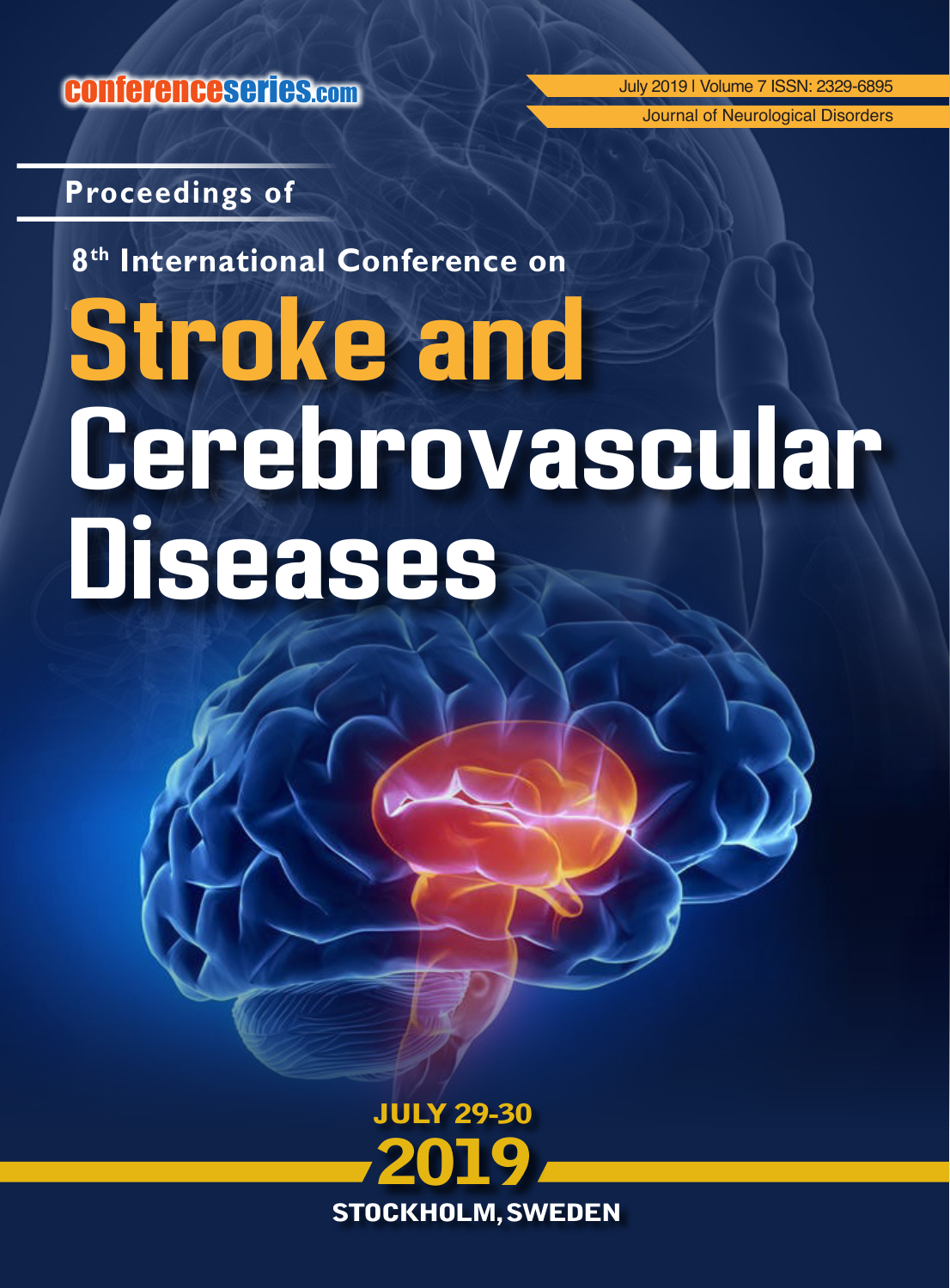conferenceseries.com

July 2019 | Volume 7 ISSN: 2329-6895

Journal of Neurological Disorders

## Proceedings of

## 8th International Conference on

# Stroke and Cerebrovascular Diseases

**JULY 29-30**

**2019**

**STOCKHOLM, SWEDEN**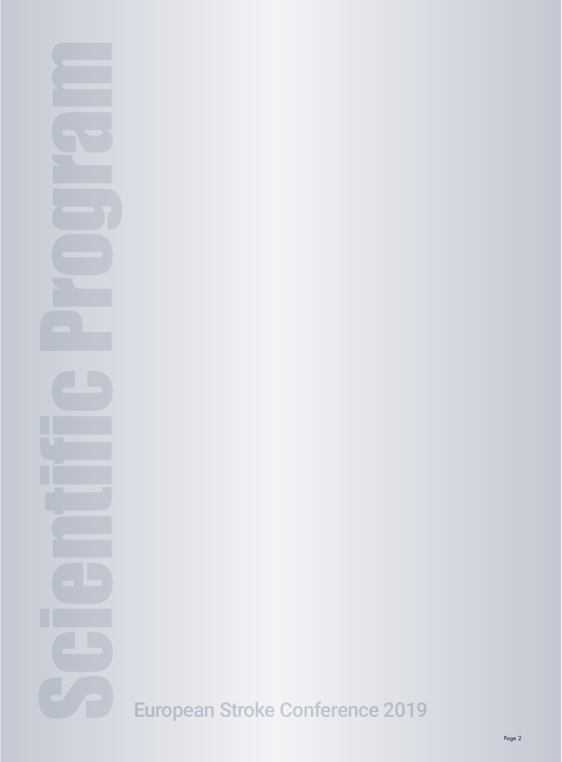# Scientific Program

European Stroke Conference 2019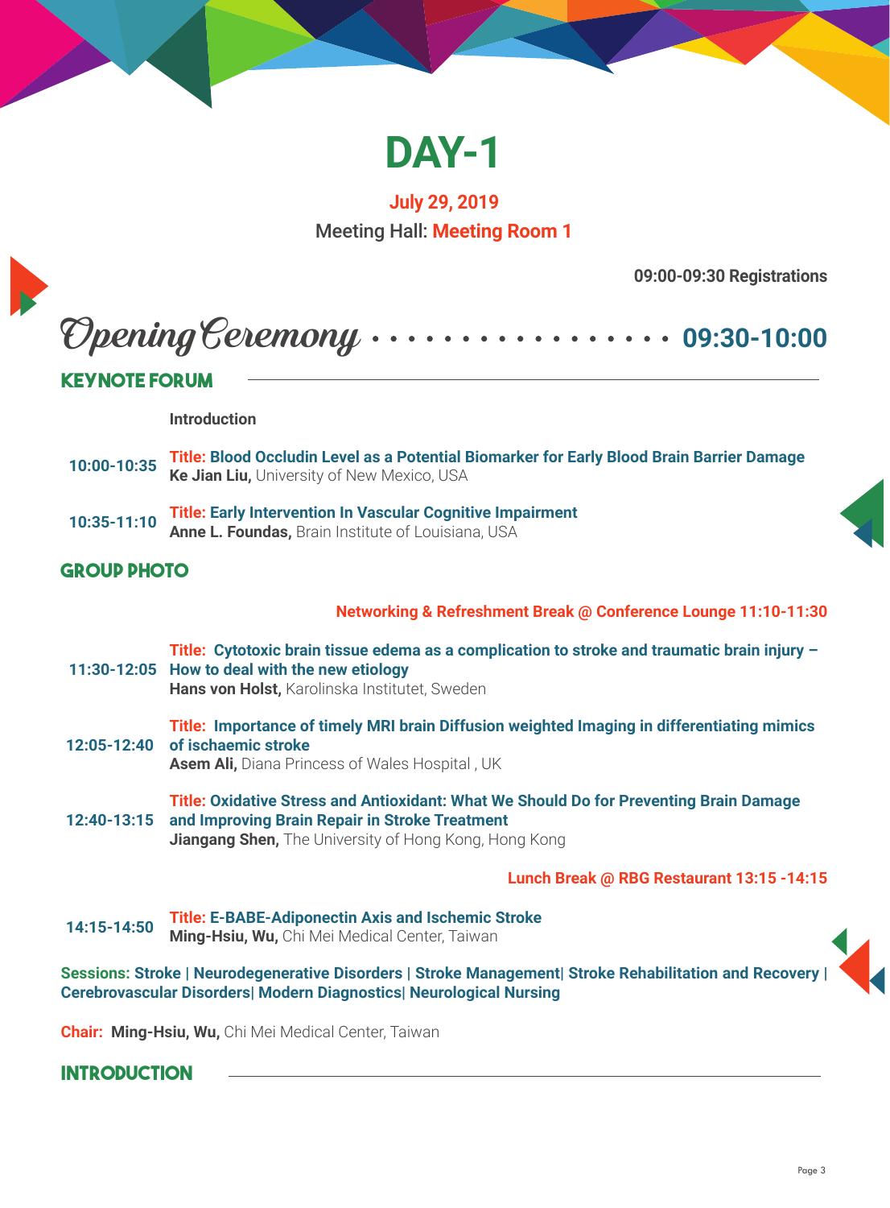# DAY-1

**July 29, 2019**

Meeting Hall: **Meeting Room 1**

**09:00-09:30 Registrations**

## *Opening Ceremony* ................. 09:30-10:00

## KEYNOTE FORUM

**Introduction**

**10:00-10:35** **Title: Blood Occludin Level as a Potential Biomarker for Early Blood Brain Barrier Damage**
**Ke Jian Liu,** University of New Mexico, USA

**10:35-11:10** **Title: Early Intervention In Vascular Cognitive Impairment**
**Anne L. Foundas,** Brain Institute of Louisiana, USA

## GROUP PHOTO

**Networking & Refreshment Break @ Conference Lounge 11:10-11:30**

**11:30-12:05** **Title: Cytotoxic brain tissue edema as a complication to stroke and traumatic brain injury – How to deal with the new etiology**
**Hans von Holst,** Karolinska Institutet, Sweden

**12:05-12:40** **Title: Importance of timely MRI brain Diffusion weighted Imaging in differentiating mimics of ischaemic stroke**
**Asem Ali,** Diana Princess of Wales Hospital , UK

**12:40-13:15** **Title: Oxidative Stress and Antioxidant: What We Should Do for Preventing Brain Damage and Improving Brain Repair in Stroke Treatment**
**Jiangang Shen,** The University of Hong Kong, Hong Kong

**Lunch Break @ RBG Restaurant 13:15 -14:15**

**14:15-14:50** **Title: E-BABE-Adiponectin Axis and Ischemic Stroke**
**Ming-Hsiu, Wu,** Chi Mei Medical Center, Taiwan

**Sessions: Stroke | Neurodegenerative Disorders | Stroke Management| Stroke Rehabilitation and Recovery | Cerebrovascular Disorders| Modern Diagnostics| Neurological Nursing**

**Chair: Ming-Hsiu, Wu,** Chi Mei Medical Center, Taiwan

## INTRODUCTION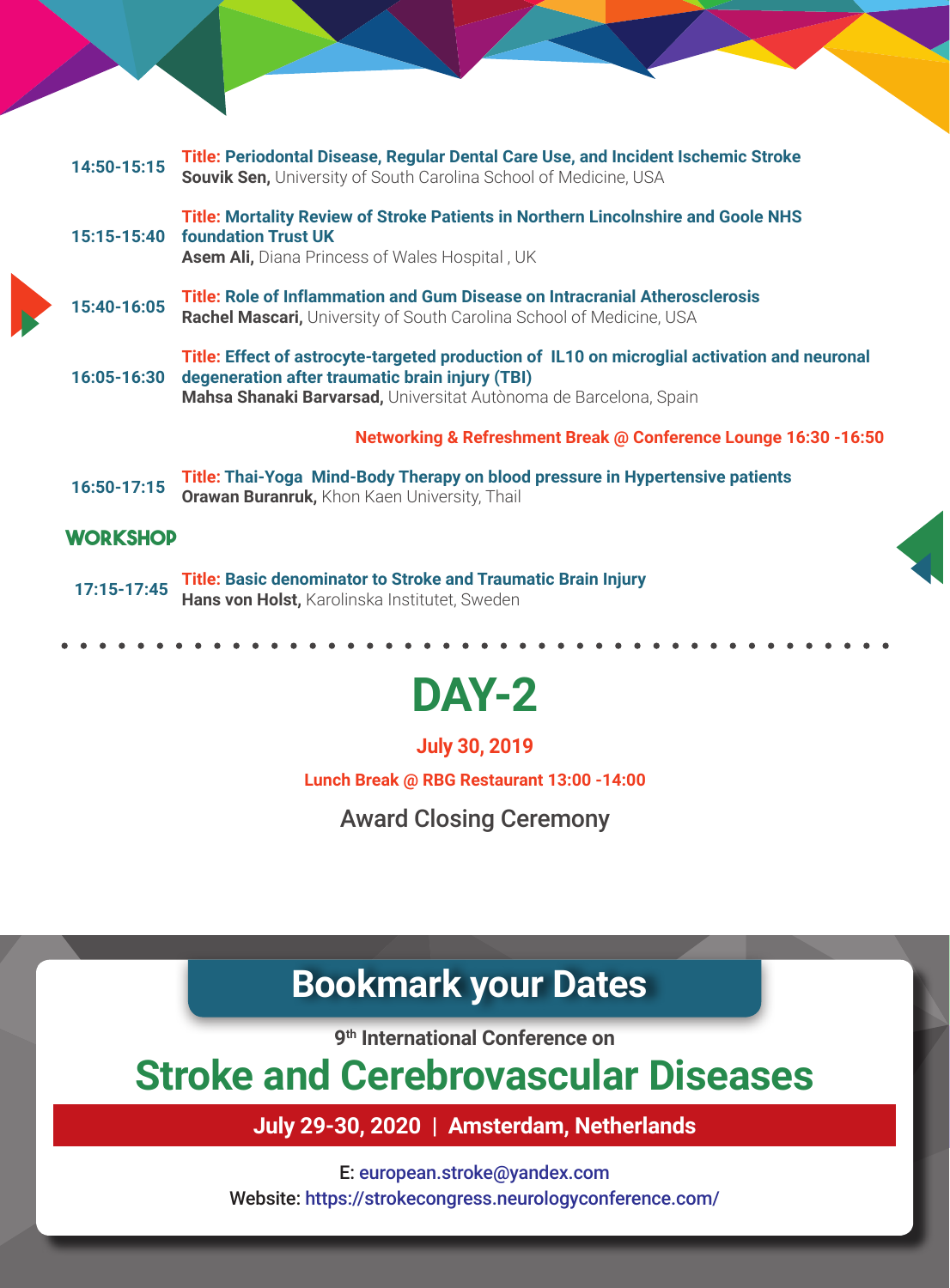**14:50-15:15** **Title: Periodontal Disease, Regular Dental Care Use, and Incident Ischemic Stroke**
**Souvik Sen,** University of South Carolina School of Medicine, USA

**15:15-15:40** **Title: Mortality Review of Stroke Patients in Northern Lincolnshire and Goole NHS foundation Trust UK**
**Asem Ali,** Diana Princess of Wales Hospital , UK

**15:40-16:05** **Title: Role of Inflammation and Gum Disease on Intracranial Atherosclerosis**
**Rachel Mascari,** University of South Carolina School of Medicine, USA

**16:05-16:30** **Title: Effect of astrocyte-targeted production of IL10 on microglial activation and neuronal degeneration after traumatic brain injury (TBI)**
**Mahsa Shanaki Barvarsad,** Universitat Autònoma de Barcelona, Spain

**Networking & Refreshment Break @ Conference Lounge 16:30 -16:50**

**16:50-17:15** **Title: Thai-Yoga Mind-Body Therapy on blood pressure in Hypertensive patients**
**Orawan Buranruk,** Khon Kaen University, Thail

## WORKSHOP

**17:15-17:45** **Title: Basic denominator to Stroke and Traumatic Brain Injury**
**Hans von Holst,** Karolinska Institutet, Sweden

# DAY-2

**July 30, 2019**

**Lunch Break @ RBG Restaurant 13:00 -14:00**

Award Closing Ceremony

## Bookmark your Dates

**9th International Conference on**

## Stroke and Cerebrovascular Diseases

**July 29-30, 2020 | Amsterdam, Netherlands**

E: european.stroke@yandex.com
Website: https://strokecongress.neurologyconference.com/